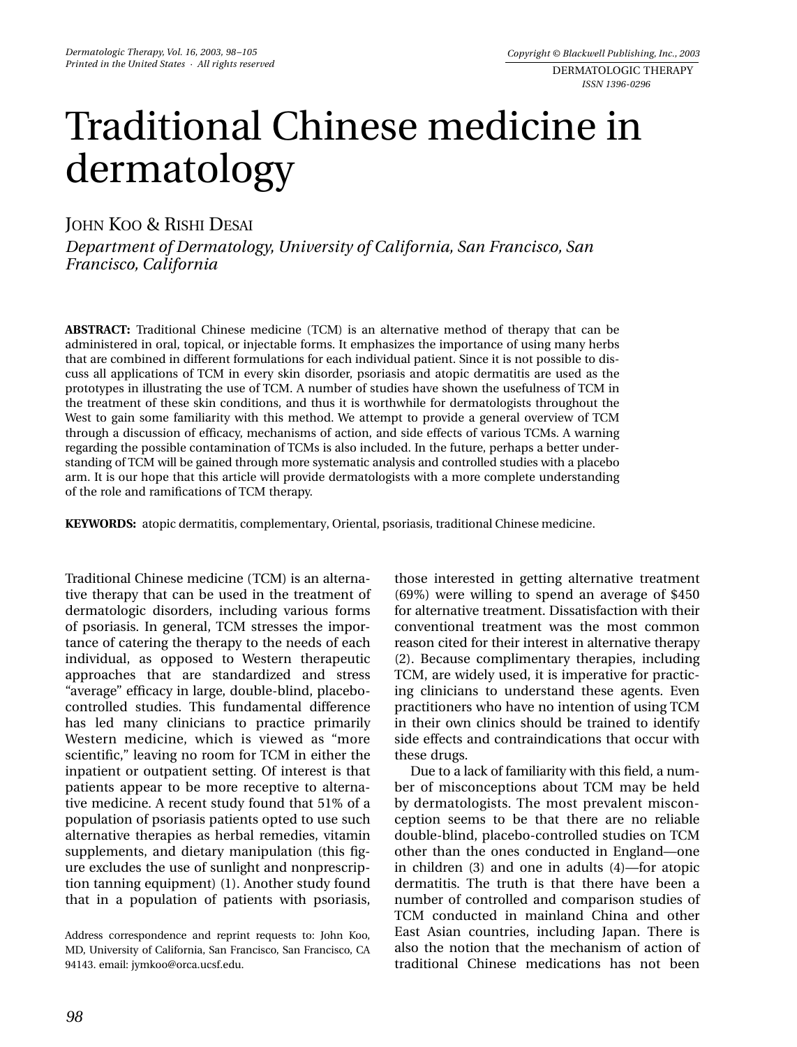# Traditional Chinese medicine in dermatology

JOHN KOO & RISHI DESAI

*Department of Dermatology, University of California, San Francisco, San Francisco, California*

**ABSTRACT:** Traditional Chinese medicine (TCM) is an alternative method of therapy that can be administered in oral, topical, or injectable forms. It emphasizes the importance of using many herbs that are combined in different formulations for each individual patient. Since it is not possible to discuss all applications of TCM in every skin disorder, psoriasis and atopic dermatitis are used as the prototypes in illustrating the use of TCM. A number of studies have shown the usefulness of TCM in the treatment of these skin conditions, and thus it is worthwhile for dermatologists throughout the West to gain some familiarity with this method. We attempt to provide a general overview of TCM through a discussion of efficacy, mechanisms of action, and side effects of various TCMs. A warning regarding the possible contamination of TCMs is also included. In the future, perhaps a better understanding of TCM will be gained through more systematic analysis and controlled studies with a placebo arm. It is our hope that this article will provide dermatologists with a more complete understanding of the role and ramifications of TCM therapy.

**KEYWORDS:** atopic dermatitis, complementary, Oriental, psoriasis, traditional Chinese medicine.

Traditional Chinese medicine (TCM) is an alternative therapy that can be used in the treatment of dermatologic disorders, including various forms of psoriasis. In general, TCM stresses the importance of catering the therapy to the needs of each individual, as opposed to Western therapeutic approaches that are standardized and stress "average" efficacy in large, double-blind, placebo-controlled studies. This fundamental difference has led many clinicians to practice primarily Western medicine, which is viewed as "more scientific," leaving no room for TCM in either the inpatient or outpatient setting. Of interest is that patients appear to be more receptive to alternative medicine. A recent study found that 51% of a population of psoriasis patients opted to use such alternative therapies as herbal remedies, vitamin supplements, and dietary manipulation (this figure excludes the use of sunlight and nonprescription tanning equipment) (1). Another study found that in a population of patients with psoriasis, those interested in getting alternative treatment (69%) were willing to spend an average of $450 for alternative treatment. Dissatisfaction with their conventional treatment was the most common reason cited for their interest in alternative therapy (2). Because complimentary therapies, including TCM, are widely used, it is imperative for practicing clinicians to understand these agents. Even practitioners who have no intention of using TCM in their own clinics should be trained to identify side effects and contraindications that occur with these drugs.

Due to a lack of familiarity with this field, a number of misconceptions about TCM may be held by dermatologists. The most prevalent misconception seems to be that there are no reliable double-blind, placebo-controlled studies on TCM other than the ones conducted in England—one in children (3) and one in adults (4)—for atopic dermatitis. The truth is that there have been a number of controlled and comparison studies of TCM conducted in mainland China and other East Asian countries, including Japan. There is also the notion that the mechanism of action of traditional Chinese medications has not been

Address correspondence and reprint requests to: John Koo, MD, University of California, San Francisco, San Francisco, CA 94143. email: jymkoo@orca.ucsf.edu.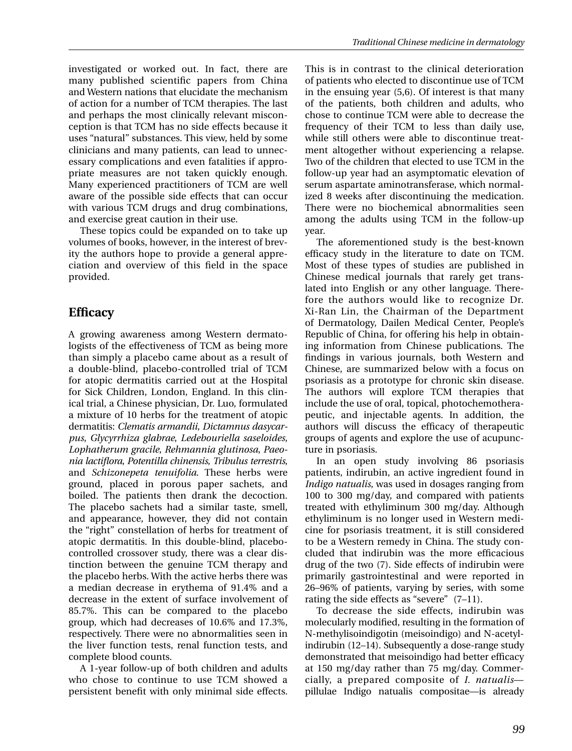investigated or worked out. In fact, there are many published scientific papers from China and Western nations that elucidate the mechanism of action for a number of TCM therapies. The last and perhaps the most clinically relevant misconception is that TCM has no side effects because it uses "natural" substances. This view, held by some clinicians and many patients, can lead to unnecessary complications and even fatalities if appropriate measures are not taken quickly enough. Many experienced practitioners of TCM are well aware of the possible side effects that can occur with various TCM drugs and drug combinations, and exercise great caution in their use.

These topics could be expanded on to take up volumes of books, however, in the interest of brevity the authors hope to provide a general appreciation and overview of this field in the space provided.

## Efficacy

A growing awareness among Western dermatologists of the effectiveness of TCM as being more than simply a placebo came about as a result of a double-blind, placebo-controlled trial of TCM for atopic dermatitis carried out at the Hospital for Sick Children, London, England. In this clinical trial, a Chinese physician, Dr. Luo, formulated a mixture of 10 herbs for the treatment of atopic dermatitis: *Clematis armandii*, *Dictamnus dasycarpus*, *Glycyrrhiza glabrae*, *Ledebouriella saseloides*, *Lophatherum gracile*, *Rehmannia glutinosa*, *Paeonia lactiflora*, *Potentilla chinensis*, *Tribulus terrestris*, and *Schizonepeta tenuifolia*. These herbs were ground, placed in porous paper sachets, and boiled. The patients then drank the decoction. The placebo sachets had a similar taste, smell, and appearance, however, they did not contain the "right" constellation of herbs for treatment of atopic dermatitis. In this double-blind, placebo-controlled crossover study, there was a clear distinction between the genuine TCM therapy and the placebo herbs. With the active herbs there was a median decrease in erythema of 91.4% and a decrease in the extent of surface involvement of 85.7%. This can be compared to the placebo group, which had decreases of 10.6% and 17.3%, respectively. There were no abnormalities seen in the liver function tests, renal function tests, and complete blood counts.

A 1-year follow-up of both children and adults who chose to continue to use TCM showed a persistent benefit with only minimal side effects. This is in contrast to the clinical deterioration of patients who elected to discontinue use of TCM in the ensuing year (5,6). Of interest is that many of the patients, both children and adults, who chose to continue TCM were able to decrease the frequency of their TCM to less than daily use, while still others were able to discontinue treatment altogether without experiencing a relapse. Two of the children that elected to use TCM in the follow-up year had an asymptomatic elevation of serum aspartate aminotransferase, which normalized 8 weeks after discontinuing the medication. There were no biochemical abnormalities seen among the adults using TCM in the follow-up year.

The aforementioned study is the best-known efficacy study in the literature to date on TCM. Most of these types of studies are published in Chinese medical journals that rarely get translated into English or any other language. Therefore the authors would like to recognize Dr. Xi-Ran Lin, the Chairman of the Department of Dermatology, Dailen Medical Center, People's Republic of China, for offering his help in obtaining information from Chinese publications. The findings in various journals, both Western and Chinese, are summarized below with a focus on psoriasis as a prototype for chronic skin disease. The authors will explore TCM therapies that include the use of oral, topical, photochemotherapeutic, and injectable agents. In addition, the authors will discuss the efficacy of therapeutic groups of agents and explore the use of acupuncture in psoriasis.

In an open study involving 86 psoriasis patients, indirubin, an active ingredient found in *Indigo natualis*, was used in dosages ranging from 100 to 300 mg/day, and compared with patients treated with ethyliminum 300 mg/day. Although ethyliminum is no longer used in Western medicine for psoriasis treatment, it is still considered to be a Western remedy in China. The study concluded that indirubin was the more efficacious drug of the two (7). Side effects of indirubin were primarily gastrointestinal and were reported in 26–96% of patients, varying by series, with some rating the side effects as "severe" (7–11).

To decrease the side effects, indirubin was molecularly modified, resulting in the formation of N-methylisoindigotin (meisoindigo) and N-acetylindirubin (12–14). Subsequently a dose-range study demonstrated that meisoindigo had better efficacy at 150 mg/day rather than 75 mg/day. Commercially, a prepared composite of *I. natualis*—pillulae Indigo natualis compositae—is already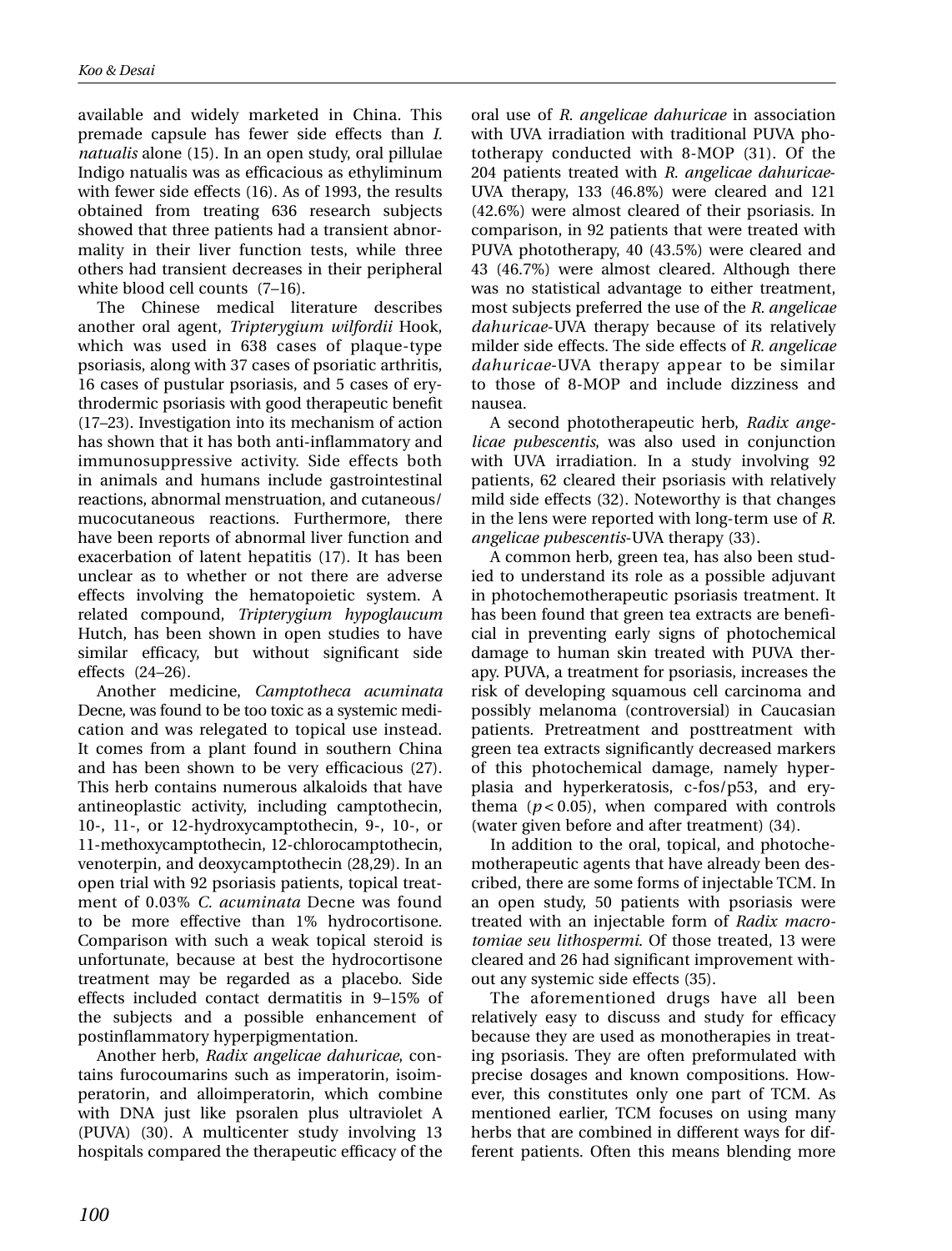available and widely marketed in China. This premade capsule has fewer side effects than *I. natualis* alone (15). In an open study, oral pillulae Indigo natualis was as efficacious as ethyliminum with fewer side effects (16). As of 1993, the results obtained from treating 636 research subjects showed that three patients had a transient abnormality in their liver function tests, while three others had transient decreases in their peripheral white blood cell counts (7–16).

The Chinese medical literature describes another oral agent, *Tripterygium wilfordii* Hook, which was used in 638 cases of plaque-type psoriasis, along with 37 cases of psoriatic arthritis, 16 cases of pustular psoriasis, and 5 cases of erythrodermic psoriasis with good therapeutic benefit (17–23). Investigation into its mechanism of action has shown that it has both anti-inflammatory and immunosuppressive activity. Side effects both in animals and humans include gastrointestinal reactions, abnormal menstruation, and cutaneous/mucocutaneous reactions. Furthermore, there have been reports of abnormal liver function and exacerbation of latent hepatitis (17). It has been unclear as to whether or not there are adverse effects involving the hematopoietic system. A related compound, *Tripterygium hypoglaucum* Hutch, has been shown in open studies to have similar efficacy, but without significant side effects (24–26).

Another medicine, *Camptotheca acuminata* Decne, was found to be too toxic as a systemic medication and was relegated to topical use instead. It comes from a plant found in southern China and has been shown to be very efficacious (27). This herb contains numerous alkaloids that have antineoplastic activity, including camptothecin, 10-, 11-, or 12-hydroxycamptothecin, 9-, 10-, or 11-methoxycamptothecin, 12-chlorocamptothecin, venoterpin, and deoxycamptothecin (28,29). In an open trial with 92 psoriasis patients, topical treatment of 0.03% *C. acuminata* Decne was found to be more effective than 1% hydrocortisone. Comparison with such a weak topical steroid is unfortunate, because at best the hydrocortisone treatment may be regarded as a placebo. Side effects included contact dermatitis in 9–15% of the subjects and a possible enhancement of postinflammatory hyperpigmentation.

Another herb, *Radix angelicae dahuricae*, contains furocoumarins such as imperatorin, isoimperatorin, and alloimperatorin, which combine with DNA just like psoralen plus ultraviolet A (PUVA) (30). A multicenter study involving 13 hospitals compared the therapeutic efficacy of the oral use of *R. angelicae dahuricae* in association with UVA irradiation with traditional PUVA phototherapy conducted with 8-MOP (31). Of the 204 patients treated with *R. angelicae dahuricae*-UVA therapy, 133 (46.8%) were cleared and 121 (42.6%) were almost cleared of their psoriasis. In comparison, in 92 patients that were treated with PUVA phototherapy, 40 (43.5%) were cleared and 43 (46.7%) were almost cleared. Although there was no statistical advantage to either treatment, most subjects preferred the use of the *R. angelicae dahuricae*-UVA therapy because of its relatively milder side effects. The side effects of *R. angelicae dahuricae*-UVA therapy appear to be similar to those of 8-MOP and include dizziness and nausea.

A second phototherapeutic herb, *Radix angelicae pubescentis*, was also used in conjunction with UVA irradiation. In a study involving 92 patients, 62 cleared their psoriasis with relatively mild side effects (32). Noteworthy is that changes in the lens were reported with long-term use of *R. angelicae pubescentis*-UVA therapy (33).

A common herb, green tea, has also been studied to understand its role as a possible adjuvant in photochemotherapeutic psoriasis treatment. It has been found that green tea extracts are beneficial in preventing early signs of photochemical damage to human skin treated with PUVA therapy. PUVA, a treatment for psoriasis, increases the risk of developing squamous cell carcinoma and possibly melanoma (controversial) in Caucasian patients. Pretreatment and posttreatment with green tea extracts significantly decreased markers of this photochemical damage, namely hyperplasia and hyperkeratosis, c-fos/p53, and erythema ($p < 0.05$), when compared with controls (water given before and after treatment) (34).

In addition to the oral, topical, and photochemotherapeutic agents that have already been described, there are some forms of injectable TCM. In an open study, 50 patients with psoriasis were treated with an injectable form of *Radix macrotomiae seu lithospermi*. Of those treated, 13 were cleared and 26 had significant improvement without any systemic side effects (35).

The aforementioned drugs have all been relatively easy to discuss and study for efficacy because they are used as monotherapies in treating psoriasis. They are often preformulated with precise dosages and known compositions. However, this constitutes only one part of TCM. As mentioned earlier, TCM focuses on using many herbs that are combined in different ways for different patients. Often this means blending more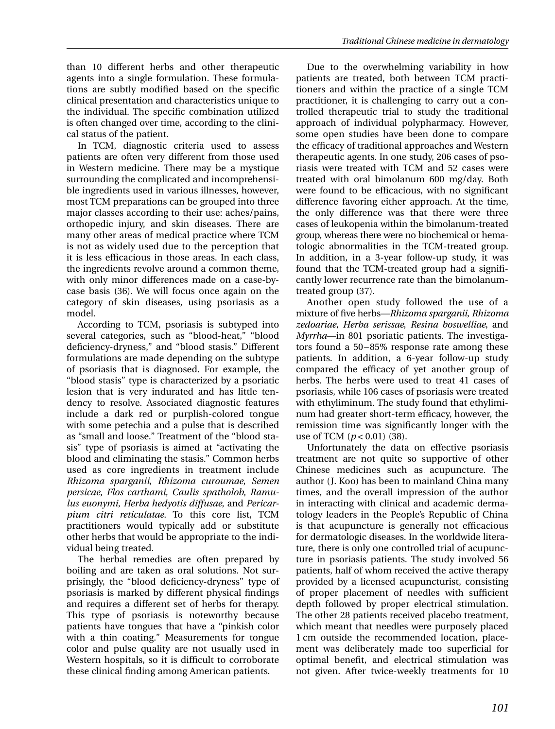than 10 different herbs and other therapeutic agents into a single formulation. These formulations are subtly modified based on the specific clinical presentation and characteristics unique to the individual. The specific combination utilized is often changed over time, according to the clinical status of the patient.

In TCM, diagnostic criteria used to assess patients are often very different from those used in Western medicine. There may be a mystique surrounding the complicated and incomprehensible ingredients used in various illnesses, however, most TCM preparations can be grouped into three major classes according to their use: aches/pains, orthopedic injury, and skin diseases. There are many other areas of medical practice where TCM is not as widely used due to the perception that it is less efficacious in those areas. In each class, the ingredients revolve around a common theme, with only minor differences made on a case-by-case basis (36). We will focus once again on the category of skin diseases, using psoriasis as a model.

According to TCM, psoriasis is subtyped into several categories, such as "blood-heat," "blood deficiency-dryness," and "blood stasis." Different formulations are made depending on the subtype of psoriasis that is diagnosed. For example, the "blood stasis" type is characterized by a psoriatic lesion that is very indurated and has little tendency to resolve. Associated diagnostic features include a dark red or purplish-colored tongue with some petechia and a pulse that is described as "small and loose." Treatment of the "blood stasis" type of psoriasis is aimed at "activating the blood and eliminating the stasis." Common herbs used as core ingredients in treatment include *Rhizoma sparganii*, *Rhizoma curoumae*, *Semen persicae*, *Flos carthami*, *Caulis spatholob*, *Ramulus euonymi*, *Herba hedyotis diffusae*, and *Pericarpium citri reticulatae*. To this core list, TCM practitioners would typically add or substitute other herbs that would be appropriate to the individual being treated.

The herbal remedies are often prepared by boiling and are taken as oral solutions. Not surprisingly, the "blood deficiency-dryness" type of psoriasis is marked by different physical findings and requires a different set of herbs for therapy. This type of psoriasis is noteworthy because patients have tongues that have a "pinkish color with a thin coating." Measurements for tongue color and pulse quality are not usually used in Western hospitals, so it is difficult to corroborate these clinical finding among American patients.

Due to the overwhelming variability in how patients are treated, both between TCM practitioners and within the practice of a single TCM practitioner, it is challenging to carry out a controlled therapeutic trial to study the traditional approach of individual polypharmacy. However, some open studies have been done to compare the efficacy of traditional approaches and Western therapeutic agents. In one study, 206 cases of psoriasis were treated with TCM and 52 cases were treated with oral bimolanum 600 mg/day. Both were found to be efficacious, with no significant difference favoring either approach. At the time, the only difference was that there were three cases of leukopenia within the bimolanum-treated group, whereas there were no biochemical or hematologic abnormalities in the TCM-treated group. In addition, in a 3-year follow-up study, it was found that the TCM-treated group had a significantly lower recurrence rate than the bimolanum-treated group (37).

Another open study followed the use of a mixture of five herbs—*Rhizoma sparganii*, *Rhizoma zedoariae*, *Herba serissae*, *Resina boswelliae*, and *Myrrha*—in 801 psoriatic patients. The investigators found a 50–85% response rate among these patients. In addition, a 6-year follow-up study compared the efficacy of yet another group of herbs. The herbs were used to treat 41 cases of psoriasis, while 106 cases of psoriasis were treated with ethyliminum. The study found that ethyliminum had greater short-term efficacy, however, the remission time was significantly longer with the use of TCM ($p < 0.01$) (38).

Unfortunately the data on effective psoriasis treatment are not quite so supportive of other Chinese medicines such as acupuncture. The author (J. Koo) has been to mainland China many times, and the overall impression of the author in interacting with clinical and academic dermatology leaders in the People's Republic of China is that acupuncture is generally not efficacious for dermatologic diseases. In the worldwide literature, there is only one controlled trial of acupuncture in psoriasis patients. The study involved 56 patients, half of whom received the active therapy provided by a licensed acupuncturist, consisting of proper placement of needles with sufficient depth followed by proper electrical stimulation. The other 28 patients received placebo treatment, which meant that needles were purposely placed 1 cm outside the recommended location, placement was deliberately made too superficial for optimal benefit, and electrical stimulation was not given. After twice-weekly treatments for 10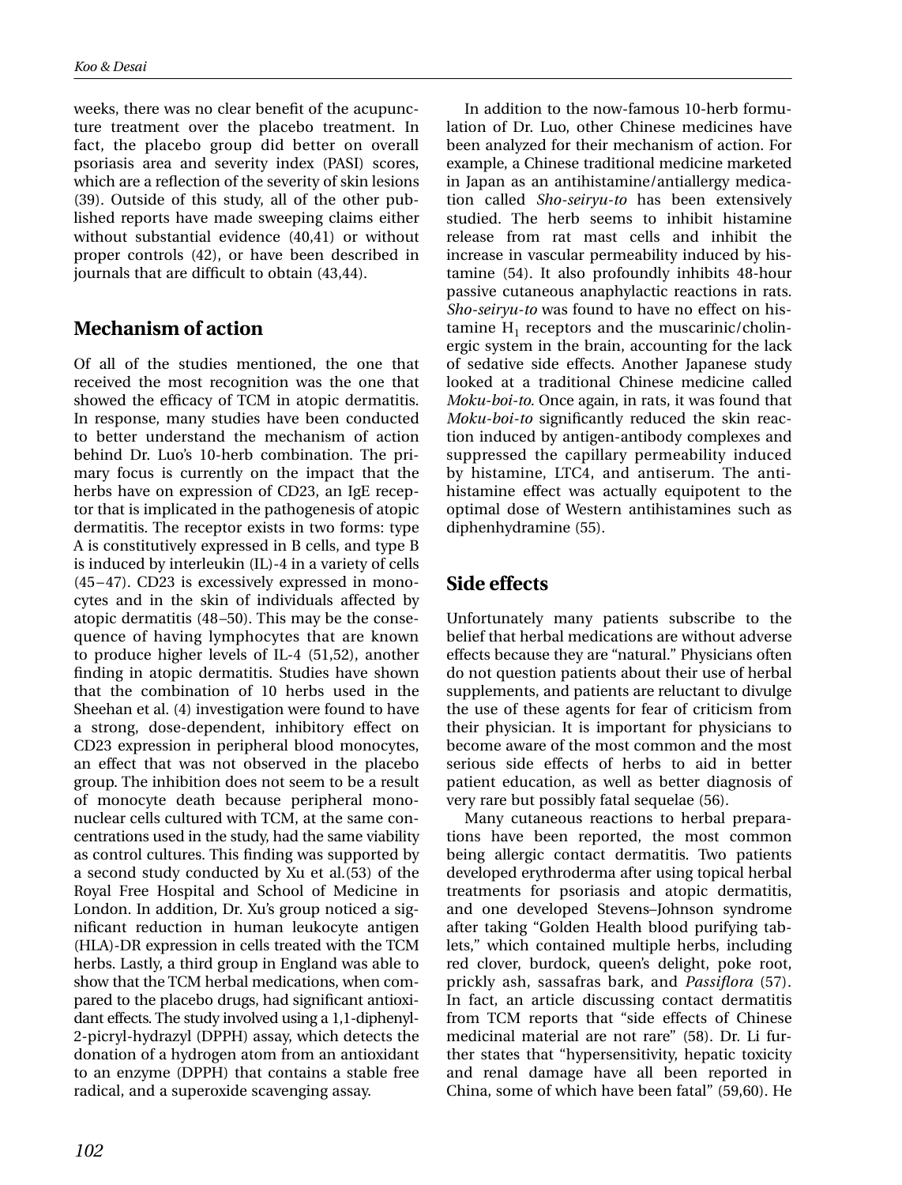weeks, there was no clear benefit of the acupuncture treatment over the placebo treatment. In fact, the placebo group did better on overall psoriasis area and severity index (PASI) scores, which are a reflection of the severity of skin lesions (39). Outside of this study, all of the other published reports have made sweeping claims either without substantial evidence (40,41) or without proper controls (42), or have been described in journals that are difficult to obtain (43,44).

## Mechanism of action

Of all of the studies mentioned, the one that received the most recognition was the one that showed the efficacy of TCM in atopic dermatitis. In response, many studies have been conducted to better understand the mechanism of action behind Dr. Luo's 10-herb combination. The primary focus is currently on the impact that the herbs have on expression of CD23, an IgE receptor that is implicated in the pathogenesis of atopic dermatitis. The receptor exists in two forms: type A is constitutively expressed in B cells, and type B is induced by interleukin (IL)-4 in a variety of cells (45–47). CD23 is excessively expressed in monocytes and in the skin of individuals affected by atopic dermatitis (48–50). This may be the consequence of having lymphocytes that are known to produce higher levels of IL-4 (51,52), another finding in atopic dermatitis. Studies have shown that the combination of 10 herbs used in the Sheehan et al. (4) investigation were found to have a strong, dose-dependent, inhibitory effect on CD23 expression in peripheral blood monocytes, an effect that was not observed in the placebo group. The inhibition does not seem to be a result of monocyte death because peripheral mononuclear cells cultured with TCM, at the same concentrations used in the study, had the same viability as control cultures. This finding was supported by a second study conducted by Xu et al.(53) of the Royal Free Hospital and School of Medicine in London. In addition, Dr. Xu's group noticed a significant reduction in human leukocyte antigen (HLA)-DR expression in cells treated with the TCM herbs. Lastly, a third group in England was able to show that the TCM herbal medications, when compared to the placebo drugs, had significant antioxidant effects. The study involved using a 1,1-diphenyl-2-picryl-hydrazyl (DPPH) assay, which detects the donation of a hydrogen atom from an antioxidant to an enzyme (DPPH) that contains a stable free radical, and a superoxide scavenging assay.

In addition to the now-famous 10-herb formulation of Dr. Luo, other Chinese medicines have been analyzed for their mechanism of action. For example, a Chinese traditional medicine marketed in Japan as an antihistamine/antiallergy medication called *Sho-seiryu-to* has been extensively studied. The herb seems to inhibit histamine release from rat mast cells and inhibit the increase in vascular permeability induced by histamine (54). It also profoundly inhibits 48-hour passive cutaneous anaphylactic reactions in rats. *Sho-seiryu-to* was found to have no effect on histamine $H_1$ receptors and the muscarinic/cholinergic system in the brain, accounting for the lack of sedative side effects. Another Japanese study looked at a traditional Chinese medicine called *Moku-boi-to*. Once again, in rats, it was found that *Moku-boi-to* significantly reduced the skin reaction induced by antigen-antibody complexes and suppressed the capillary permeability induced by histamine, LTC4, and antiserum. The antihistamine effect was actually equipotent to the optimal dose of Western antihistamines such as diphenhydramine (55).

## Side effects

Unfortunately many patients subscribe to the belief that herbal medications are without adverse effects because they are "natural." Physicians often do not question patients about their use of herbal supplements, and patients are reluctant to divulge the use of these agents for fear of criticism from their physician. It is important for physicians to become aware of the most common and the most serious side effects of herbs to aid in better patient education, as well as better diagnosis of very rare but possibly fatal sequelae (56).

Many cutaneous reactions to herbal preparations have been reported, the most common being allergic contact dermatitis. Two patients developed erythroderma after using topical herbal treatments for psoriasis and atopic dermatitis, and one developed Stevens–Johnson syndrome after taking "Golden Health blood purifying tablets," which contained multiple herbs, including red clover, burdock, queen's delight, poke root, prickly ash, sassafras bark, and *Passiflora* (57). In fact, an article discussing contact dermatitis from TCM reports that "side effects of Chinese medicinal material are not rare" (58). Dr. Li further states that "hypersensitivity, hepatic toxicity and renal damage have all been reported in China, some of which have been fatal" (59,60). He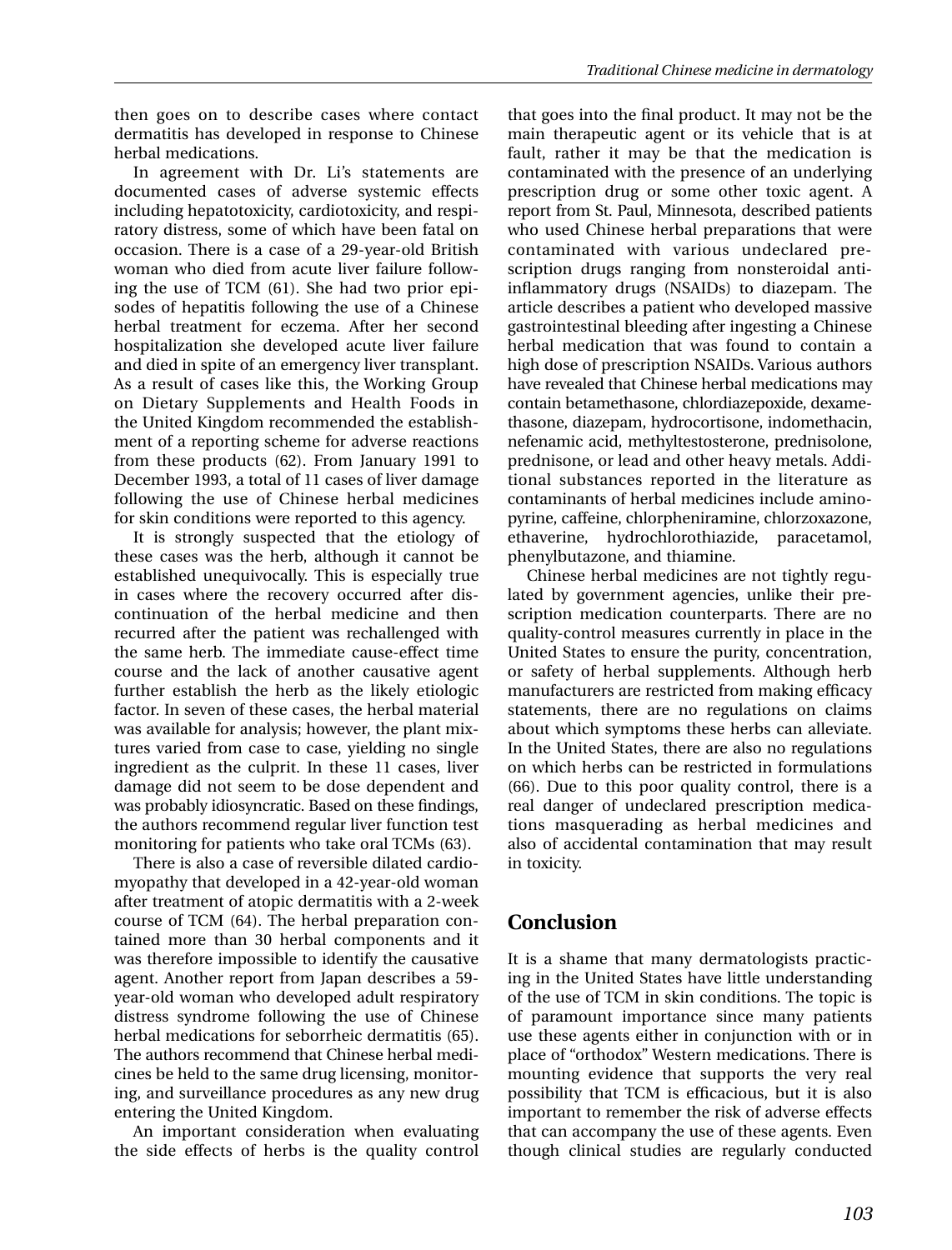then goes on to describe cases where contact dermatitis has developed in response to Chinese herbal medications.

In agreement with Dr. Li's statements are documented cases of adverse systemic effects including hepatotoxicity, cardiotoxicity, and respiratory distress, some of which have been fatal on occasion. There is a case of a 29-year-old British woman who died from acute liver failure following the use of TCM (61). She had two prior episodes of hepatitis following the use of a Chinese herbal treatment for eczema. After her second hospitalization she developed acute liver failure and died in spite of an emergency liver transplant. As a result of cases like this, the Working Group on Dietary Supplements and Health Foods in the United Kingdom recommended the establishment of a reporting scheme for adverse reactions from these products (62). From January 1991 to December 1993, a total of 11 cases of liver damage following the use of Chinese herbal medicines for skin conditions were reported to this agency.

It is strongly suspected that the etiology of these cases was the herb, although it cannot be established unequivocally. This is especially true in cases where the recovery occurred after discontinuation of the herbal medicine and then recurred after the patient was rechallenged with the same herb. The immediate cause-effect time course and the lack of another causative agent further establish the herb as the likely etiologic factor. In seven of these cases, the herbal material was available for analysis; however, the plant mixtures varied from case to case, yielding no single ingredient as the culprit. In these 11 cases, liver damage did not seem to be dose dependent and was probably idiosyncratic. Based on these findings, the authors recommend regular liver function test monitoring for patients who take oral TCMs (63).

There is also a case of reversible dilated cardiomyopathy that developed in a 42-year-old woman after treatment of atopic dermatitis with a 2-week course of TCM (64). The herbal preparation contained more than 30 herbal components and it was therefore impossible to identify the causative agent. Another report from Japan describes a 59-year-old woman who developed adult respiratory distress syndrome following the use of Chinese herbal medications for seborrheic dermatitis (65). The authors recommend that Chinese herbal medicines be held to the same drug licensing, monitoring, and surveillance procedures as any new drug entering the United Kingdom.

An important consideration when evaluating the side effects of herbs is the quality control that goes into the final product. It may not be the main therapeutic agent or its vehicle that is at fault, rather it may be that the medication is contaminated with the presence of an underlying prescription drug or some other toxic agent. A report from St. Paul, Minnesota, described patients who used Chinese herbal preparations that were contaminated with various undeclared prescription drugs ranging from nonsteroidal anti-inflammatory drugs (NSAIDs) to diazepam. The article describes a patient who developed massive gastrointestinal bleeding after ingesting a Chinese herbal medication that was found to contain a high dose of prescription NSAIDs. Various authors have revealed that Chinese herbal medications may contain betamethasone, chlordiazepoxide, dexamethasone, diazepam, hydrocortisone, indomethacin, nefenamic acid, methyltestosterone, prednisolone, prednisone, or lead and other heavy metals. Additional substances reported in the literature as contaminants of herbal medicines include aminopyrine, caffeine, chlorpheniramine, chlorzoxazone, ethaverine, hydrochlorothiazide, paracetamol, phenylbutazone, and thiamine.

Chinese herbal medicines are not tightly regulated by government agencies, unlike their prescription medication counterparts. There are no quality-control measures currently in place in the United States to ensure the purity, concentration, or safety of herbal supplements. Although herb manufacturers are restricted from making efficacy statements, there are no regulations on claims about which symptoms these herbs can alleviate. In the United States, there are also no regulations on which herbs can be restricted in formulations (66). Due to this poor quality control, there is a real danger of undeclared prescription medications masquerading as herbal medicines and also of accidental contamination that may result in toxicity.

## Conclusion

It is a shame that many dermatologists practicing in the United States have little understanding of the use of TCM in skin conditions. The topic is of paramount importance since many patients use these agents either in conjunction with or in place of "orthodox" Western medications. There is mounting evidence that supports the very real possibility that TCM is efficacious, but it is also important to remember the risk of adverse effects that can accompany the use of these agents. Even though clinical studies are regularly conducted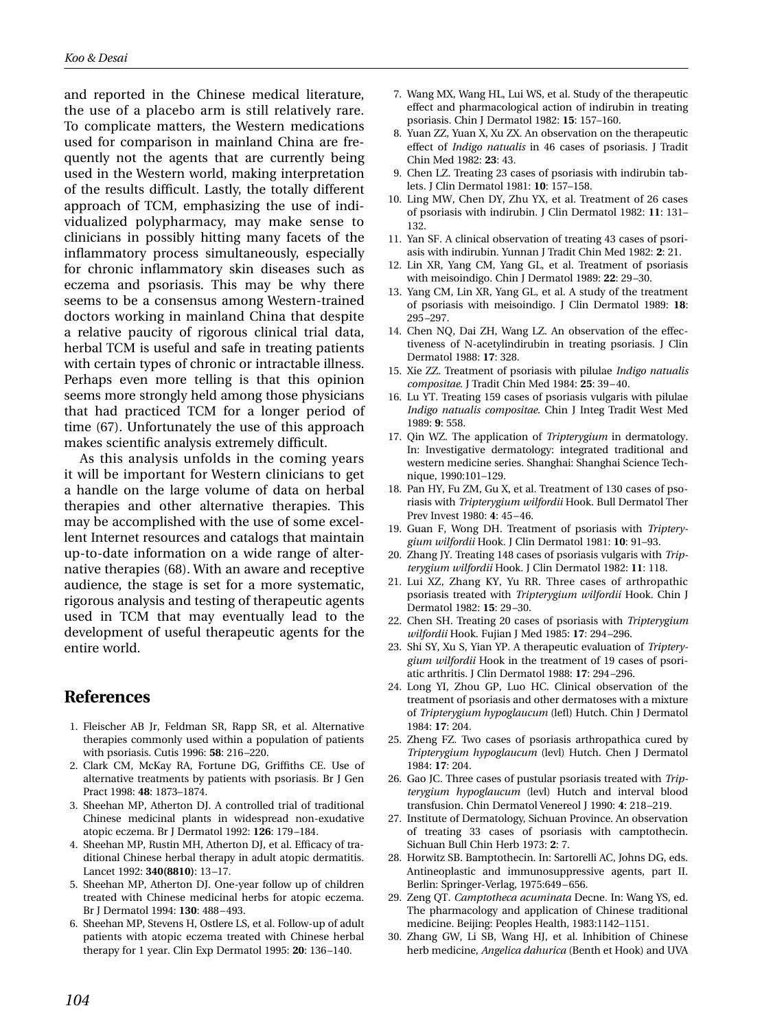and reported in the Chinese medical literature, the use of a placebo arm is still relatively rare. To complicate matters, the Western medications used for comparison in mainland China are frequently not the agents that are currently being used in the Western world, making interpretation of the results difficult. Lastly, the totally different approach of TCM, emphasizing the use of individualized polypharmacy, may make sense to clinicians in possibly hitting many facets of the inflammatory process simultaneously, especially for chronic inflammatory skin diseases such as eczema and psoriasis. This may be why there seems to be a consensus among Western-trained doctors working in mainland China that despite a relative paucity of rigorous clinical trial data, herbal TCM is useful and safe in treating patients with certain types of chronic or intractable illness. Perhaps even more telling is that this opinion seems more strongly held among those physicians that had practiced TCM for a longer period of time (67). Unfortunately the use of this approach makes scientific analysis extremely difficult.

As this analysis unfolds in the coming years it will be important for Western clinicians to get a handle on the large volume of data on herbal therapies and other alternative therapies. This may be accomplished with the use of some excellent Internet resources and catalogs that maintain up-to-date information on a wide range of alternative therapies (68). With an aware and receptive audience, the stage is set for a more systematic, rigorous analysis and testing of therapeutic agents used in TCM that may eventually lead to the development of useful therapeutic agents for the entire world.

## References

1. Fleischer AB Jr, Feldman SR, Rapp SR, et al. Alternative therapies commonly used within a population of patients with psoriasis. Cutis 1996: **58**: 216–220.
2. Clark CM, McKay RA, Fortune DG, Griffiths CE. Use of alternative treatments by patients with psoriasis. Br J Gen Pract 1998: **48**: 1873–1874.
3. Sheehan MP, Atherton DJ. A controlled trial of traditional Chinese medicinal plants in widespread non-exudative atopic eczema. Br J Dermatol 1992: **126**: 179–184.
4. Sheehan MP, Rustin MH, Atherton DJ, et al. Efficacy of traditional Chinese herbal therapy in adult atopic dermatitis. Lancet 1992: **340(8810)**: 13–17.
5. Sheehan MP, Atherton DJ. One-year follow up of children treated with Chinese medicinal herbs for atopic eczema. Br J Dermatol 1994: **130**: 488–493.
6. Sheehan MP, Stevens H, Ostlere LS, et al. Follow-up of adult patients with atopic eczema treated with Chinese herbal therapy for 1 year. Clin Exp Dermatol 1995: **20**: 136–140.
7. Wang MX, Wang HL, Lui WS, et al. Study of the therapeutic effect and pharmacological action of indirubin in treating psoriasis. Chin J Dermatol 1982: **15**: 157–160.
8. Yuan ZZ, Yuan X, Xu ZX. An observation on the therapeutic effect of *Indigo natualis* in 46 cases of psoriasis. J Tradit Chin Med 1982: **23**: 43.
9. Chen LZ. Treating 23 cases of psoriasis with indirubin tablets. J Clin Dermatol 1981: **10**: 157–158.
10. Ling MW, Chen DY, Zhu YX, et al. Treatment of 26 cases of psoriasis with indirubin. J Clin Dermatol 1982: **11**: 131–132.
11. Yan SF. A clinical observation of treating 43 cases of psoriasis with indirubin. Yunnan J Tradit Chin Med 1982: **2**: 21.
12. Lin XR, Yang CM, Yang GL, et al. Treatment of psoriasis with meisoindigo. Chin J Dermatol 1989: **22**: 29–30.
13. Yang CM, Lin XR, Yang GL, et al. A study of the treatment of psoriasis with meisoindigo. J Clin Dermatol 1989: **18**: 295–297.
14. Chen NQ, Dai ZH, Wang LZ. An observation of the effectiveness of N-acetylindirubin in treating psoriasis. J Clin Dermatol 1988: **17**: 328.
15. Xie ZZ. Treatment of psoriasis with pilulae *Indigo natualis compositae*. J Tradit Chin Med 1984: **25**: 39–40.
16. Lu YT. Treating 159 cases of psoriasis vulgaris with pilulae *Indigo natualis compositae*. Chin J Integ Tradit West Med 1989: **9**: 558.
17. Qin WZ. The application of *Tripterygium* in dermatology. In: Investigative dermatology: integrated traditional and western medicine series. Shanghai: Shanghai Science Technique, 1990:101–129.
18. Pan HY, Fu ZM, Gu X, et al. Treatment of 130 cases of psoriasis with *Tripterygium wilfordii* Hook. Bull Dermatol Ther Prev Invest 1980: **4**: 45–46.
19. Guan F, Wong DH. Treatment of psoriasis with *Tripterygium wilfordii* Hook. J Clin Dermatol 1981: **10**: 91–93.
20. Zhang JY. Treating 148 cases of psoriasis vulgaris with *Tripterygium wilfordii* Hook. J Clin Dermatol 1982: **11**: 118.
21. Lui XZ, Zhang KY, Yu RR. Three cases of arthropathic psoriasis treated with *Tripterygium wilfordii* Hook. Chin J Dermatol 1982: **15**: 29–30.
22. Chen SH. Treating 20 cases of psoriasis with *Tripterygium wilfordii* Hook. Fujian J Med 1985: **17**: 294–296.
23. Shi SY, Xu S, Yian YP. A therapeutic evaluation of *Tripterygium wilfordii* Hook in the treatment of 19 cases of psoriatic arthritis. J Clin Dermatol 1988: **17**: 294–296.
24. Long YI, Zhou GP, Luo HC. Clinical observation of the treatment of psoriasis and other dermatoses with a mixture of *Tripterygium hypoglaucum* (lefl) Hutch. Chin J Dermatol 1984: **17**: 204.
25. Zheng FZ. Two cases of psoriasis arthropathica cured by *Tripterygium hypoglaucum* (levl) Hutch. Chen J Dermatol 1984: **17**: 204.
26. Gao JC. Three cases of pustular psoriasis treated with *Tripterygium hypoglaucum* (levl) Hutch and interval blood transfusion. Chin Dermatol Venereol J 1990: **4**: 218–219.
27. Institute of Dermatology, Sichuan Province. An observation of treating 33 cases of psoriasis with camptothecin. Sichuan Bull Chin Herb 1973: **2**: 7.
28. Horwitz SB. Bamptothecin. In: Sartorelli AC, Johns DG, eds. Antineoplastic and immunosuppressive agents, part II. Berlin: Springer-Verlag, 1975:649–656.
29. Zeng QT. *Camptotheca acuminata* Decne. In: Wang YS, ed. The pharmacology and application of Chinese traditional medicine. Beijing: Peoples Health, 1983:1142–1151.
30. Zhang GW, Li SB, Wang HJ, et al. Inhibition of Chinese herb medicine, *Angelica dahurica* (Benth et Hook) and UVA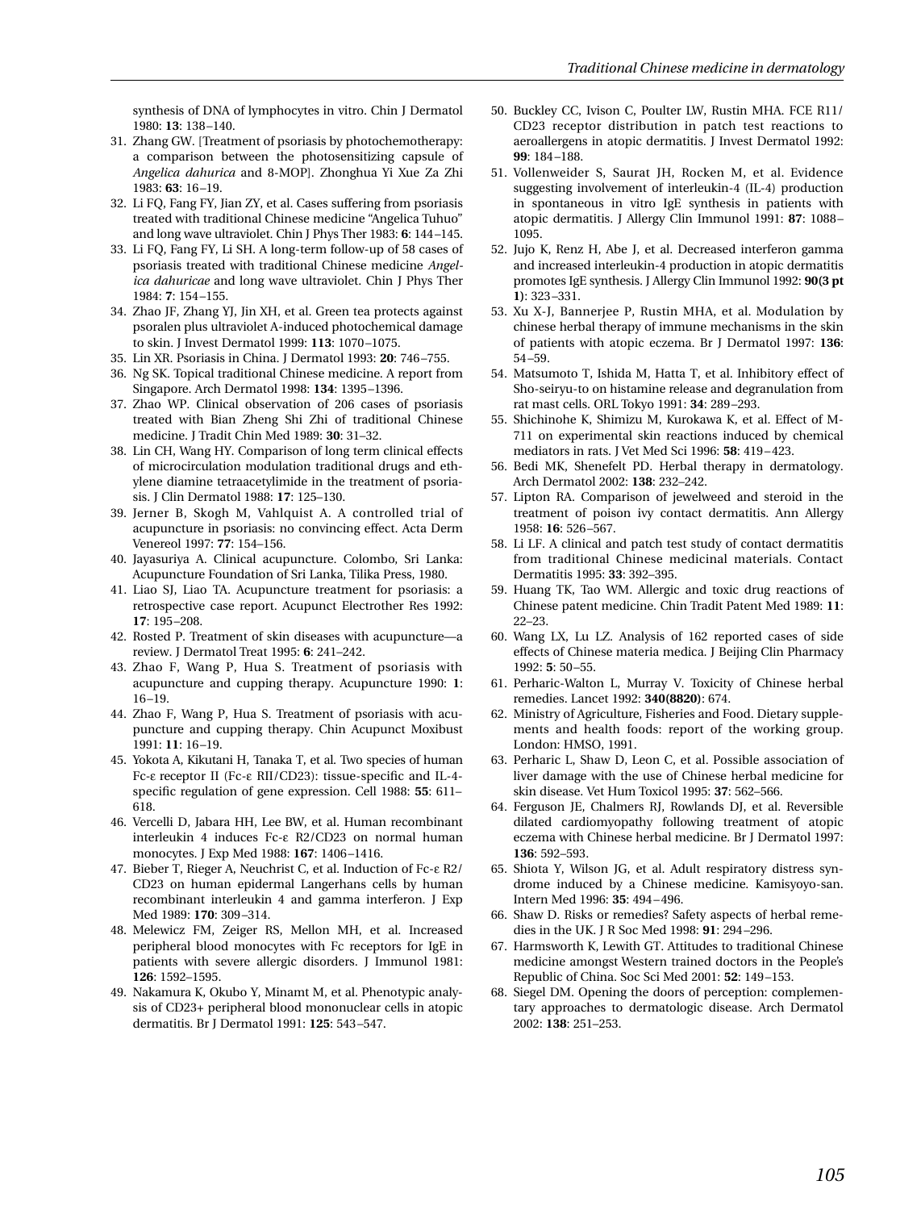synthesis of DNA of lymphocytes in vitro. Chin J Dermatol 1980: **13**: 138–140.

31. Zhang GW. [Treatment of psoriasis by photochemotherapy: a comparison between the photosensitizing capsule of *Angelica dahurica* and 8-MOP]. Zhonghua Yi Xue Za Zhi 1983: **63**: 16–19.
32. Li FQ, Fang FY, Jian ZY, et al. Cases suffering from psoriasis treated with traditional Chinese medicine "Angelica Tuhuo" and long wave ultraviolet. Chin J Phys Ther 1983: **6**: 144–145.
33. Li FQ, Fang FY, Li SH. A long-term follow-up of 58 cases of psoriasis treated with traditional Chinese medicine *Angelica dahuricae* and long wave ultraviolet. Chin J Phys Ther 1984: **7**: 154–155.
34. Zhao JF, Zhang YJ, Jin XH, et al. Green tea protects against psoralen plus ultraviolet A-induced photochemical damage to skin. J Invest Dermatol 1999: **113**: 1070–1075.
35. Lin XR. Psoriasis in China. J Dermatol 1993: **20**: 746–755.
36. Ng SK. Topical traditional Chinese medicine. A report from Singapore. Arch Dermatol 1998: **134**: 1395–1396.
37. Zhao WP. Clinical observation of 206 cases of psoriasis treated with Bian Zheng Shi Zhi of traditional Chinese medicine. J Tradit Chin Med 1989: **30**: 31–32.
38. Lin CH, Wang HY. Comparison of long term clinical effects of microcirculation modulation traditional drugs and ethylene diamine tetraacetylimide in the treatment of psoriasis. J Clin Dermatol 1988: **17**: 125–130.
39. Jerner B, Skogh M, Vahlquist A. A controlled trial of acupuncture in psoriasis: no convincing effect. Acta Derm Venereol 1997: **77**: 154–156.
40. Jayasuriya A. Clinical acupuncture. Colombo, Sri Lanka: Acupuncture Foundation of Sri Lanka, Tilika Press, 1980.
41. Liao SJ, Liao TA. Acupuncture treatment for psoriasis: a retrospective case report. Acupunct Electrother Res 1992: **17**: 195–208.
42. Rosted P. Treatment of skin diseases with acupuncture—a review. J Dermatol Treat 1995: **6**: 241–242.
43. Zhao F, Wang P, Hua S. Treatment of psoriasis with acupuncture and cupping therapy. Acupuncture 1990: **1**: 16–19.
44. Zhao F, Wang P, Hua S. Treatment of psoriasis with acupuncture and cupping therapy. Chin Acupunct Moxibust 1991: **11**: 16–19.
45. Yokota A, Kikutani H, Tanaka T, et al. Two species of human Fc-ε receptor II (Fc-ε RII/CD23): tissue-specific and IL-4-specific regulation of gene expression. Cell 1988: **55**: 611–618.
46. Vercelli D, Jabara HH, Lee BW, et al. Human recombinant interleukin 4 induces Fc-ε R2/CD23 on normal human monocytes. J Exp Med 1988: **167**: 1406–1416.
47. Bieber T, Rieger A, Neuchrist C, et al. Induction of Fc-ε R2/CD23 on human epidermal Langerhans cells by human recombinant interleukin 4 and gamma interferon. J Exp Med 1989: **170**: 309–314.
48. Melewicz FM, Zeiger RS, Mellon MH, et al. Increased peripheral blood monocytes with Fc receptors for IgE in patients with severe allergic disorders. J Immunol 1981: **126**: 1592–1595.
49. Nakamura K, Okubo Y, Minamt M, et al. Phenotypic analysis of CD23+ peripheral blood mononuclear cells in atopic dermatitis. Br J Dermatol 1991: **125**: 543–547.
50. Buckley CC, Ivison C, Poulter LW, Rustin MHA. FCE R11/CD23 receptor distribution in patch test reactions to aeroallergens in atopic dermatitis. J Invest Dermatol 1992: **99**: 184–188.
51. Vollenweider S, Saurat JH, Rocken M, et al. Evidence suggesting involvement of interleukin-4 (IL-4) production in spontaneous in vitro IgE synthesis in patients with atopic dermatitis. J Allergy Clin Immunol 1991: **87**: 1088–1095.
52. Jujo K, Renz H, Abe J, et al. Decreased interferon gamma and increased interleukin-4 production in atopic dermatitis promotes IgE synthesis. J Allergy Clin Immunol 1992: **90(3 pt 1)**: 323–331.
53. Xu X-J, Bannerjee P, Rustin MHA, et al. Modulation by chinese herbal therapy of immune mechanisms in the skin of patients with atopic eczema. Br J Dermatol 1997: **136**: 54–59.
54. Matsumoto T, Ishida M, Hatta T, et al. Inhibitory effect of Sho-seiryu-to on histamine release and degranulation from rat mast cells. ORL Tokyo 1991: **34**: 289–293.
55. Shichinohe K, Shimizu M, Kurokawa K, et al. Effect of M-711 on experimental skin reactions induced by chemical mediators in rats. J Vet Med Sci 1996: **58**: 419–423.
56. Bedi MK, Shenefelt PD. Herbal therapy in dermatology. Arch Dermatol 2002: **138**: 232–242.
57. Lipton RA. Comparison of jewelweed and steroid in the treatment of poison ivy contact dermatitis. Ann Allergy 1958: **16**: 526–567.
58. Li LF. A clinical and patch test study of contact dermatitis from traditional Chinese medicinal materials. Contact Dermatitis 1995: **33**: 392–395.
59. Huang TK, Tao WM. Allergic and toxic drug reactions of Chinese patent medicine. Chin Tradit Patent Med 1989: **11**: 22–23.
60. Wang LX, Lu LZ. Analysis of 162 reported cases of side effects of Chinese materia medica. J Beijing Clin Pharmacy 1992: **5**: 50–55.
61. Perharic-Walton L, Murray V. Toxicity of Chinese herbal remedies. Lancet 1992: **340(8820)**: 674.
62. Ministry of Agriculture, Fisheries and Food. Dietary supplements and health foods: report of the working group. London: HMSO, 1991.
63. Perharic L, Shaw D, Leon C, et al. Possible association of liver damage with the use of Chinese herbal medicine for skin disease. Vet Hum Toxicol 1995: **37**: 562–566.
64. Ferguson JE, Chalmers RJ, Rowlands DJ, et al. Reversible dilated cardiomyopathy following treatment of atopic eczema with Chinese herbal medicine. Br J Dermatol 1997: **136**: 592–593.
65. Shiota Y, Wilson JG, et al. Adult respiratory distress syndrome induced by a Chinese medicine. Kamisyoyo-san. Intern Med 1996: **35**: 494–496.
66. Shaw D. Risks or remedies? Safety aspects of herbal remedies in the UK. J R Soc Med 1998: **91**: 294–296.
67. Harmsworth K, Lewith GT. Attitudes to traditional Chinese medicine amongst Western trained doctors in the People's Republic of China. Soc Sci Med 2001: **52**: 149–153.
68. Siegel DM. Opening the doors of perception: complementary approaches to dermatologic disease. Arch Dermatol 2002: **138**: 251–253.